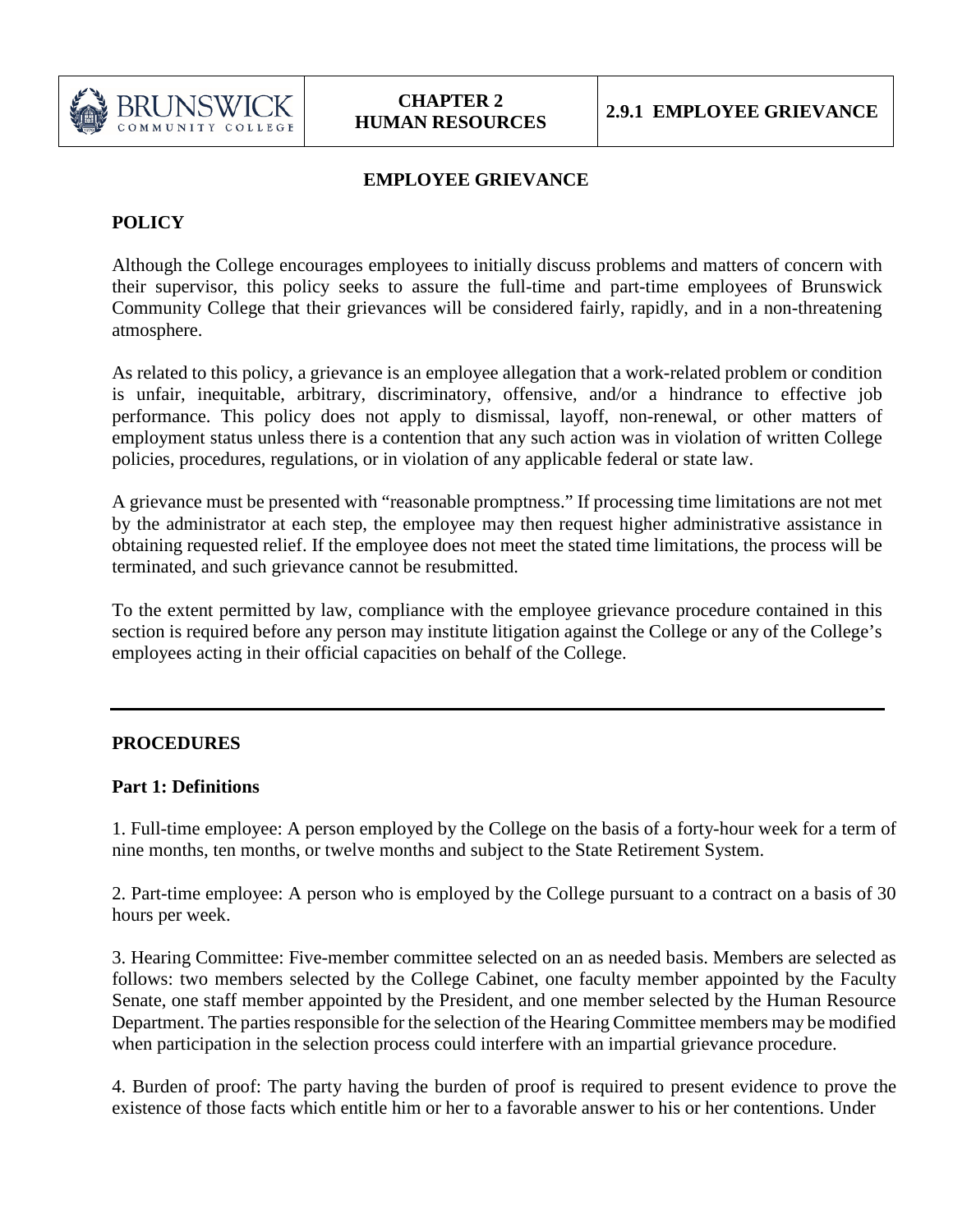# EMPLOYEE GRIEVANCE

## POLICY

Although the College encourages employees to initially discuss problems and matters of concern with their supervisor, this policy seeks to assure the full-time and part-time employees of Brunswick Community College that their grievances will be considered fairly, rapidly, and in a non-threatening atmosphere.

As related to this policy, a grievance is an employee allegation that a work-related problem or condition is unfair, inequitable, arbitrary, discriminatory, offensive, and/or a hindrance to effective job performance. This policy does not apply to dismissal, layoff, non-renewal, or other matters of employment status unless there is a contention that any such action was in violation of written College policies, procedures, regulations, or in violation of any applicable federal or state law.

A grievance must be presented with "reasonable promptness." If processing time limitations are not met by the administrator at each step, the employee may then request higher administrative assistance in obtaining requested relief. If the employee does not meet the stated time limitations, the process will be terminated, and such grievance cannot be resubmitted.

To the extent permitted by law, compliance with the employee grievance procedure contained in this section is required before any person may institute litigation against the College or any of the College's employees acting in their official capacities on behalf of the College.

---

## PROCEDURES

### Part 1: Definitions

1. Full-time employee: A person employed by the College on the basis of a forty-hour week for a term of nine months, ten months, or twelve months and subject to the State Retirement System.

2. Part-time employee: A person who is employed by the College pursuant to a contract on a basis of 30 hours per week.

3. Hearing Committee: Five-member committee selected on an as needed basis. Members are selected as follows: two members selected by the College Cabinet, one faculty member appointed by the Faculty Senate, one staff member appointed by the President, and one member selected by the Human Resource Department. The parties responsible for the selection of the Hearing Committee members may be modified when participation in the selection process could interfere with an impartial grievance procedure.

4. Burden of proof: The party having the burden of proof is required to present evidence to prove the existence of those facts which entitle him or her to a favorable answer to his or her contentions. Under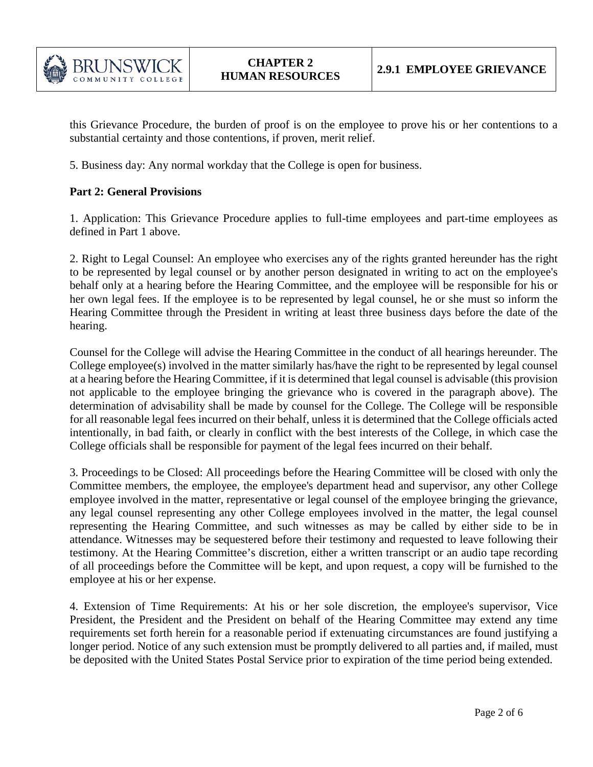this Grievance Procedure, the burden of proof is on the employee to prove his or her contentions to a substantial certainty and those contentions, if proven, merit relief.

5. Business day: Any normal workday that the College is open for business.

**Part 2: General Provisions**

1. Application: This Grievance Procedure applies to full-time employees and part-time employees as defined in Part 1 above.

2. Right to Legal Counsel: An employee who exercises any of the rights granted hereunder has the right to be represented by legal counsel or by another person designated in writing to act on the employee's behalf only at a hearing before the Hearing Committee, and the employee will be responsible for his or her own legal fees. If the employee is to be represented by legal counsel, he or she must so inform the Hearing Committee through the President in writing at least three business days before the date of the hearing.

Counsel for the College will advise the Hearing Committee in the conduct of all hearings hereunder. The College employee(s) involved in the matter similarly has/have the right to be represented by legal counsel at a hearing before the Hearing Committee, if it is determined that legal counsel is advisable (this provision not applicable to the employee bringing the grievance who is covered in the paragraph above). The determination of advisability shall be made by counsel for the College. The College will be responsible for all reasonable legal fees incurred on their behalf, unless it is determined that the College officials acted intentionally, in bad faith, or clearly in conflict with the best interests of the College, in which case the College officials shall be responsible for payment of the legal fees incurred on their behalf.

3. Proceedings to be Closed: All proceedings before the Hearing Committee will be closed with only the Committee members, the employee, the employee's department head and supervisor, any other College employee involved in the matter, representative or legal counsel of the employee bringing the grievance, any legal counsel representing any other College employees involved in the matter, the legal counsel representing the Hearing Committee, and such witnesses as may be called by either side to be in attendance. Witnesses may be sequestered before their testimony and requested to leave following their testimony. At the Hearing Committee's discretion, either a written transcript or an audio tape recording of all proceedings before the Committee will be kept, and upon request, a copy will be furnished to the employee at his or her expense.

4. Extension of Time Requirements: At his or her sole discretion, the employee's supervisor, Vice President, the President and the President on behalf of the Hearing Committee may extend any time requirements set forth herein for a reasonable period if extenuating circumstances are found justifying a longer period. Notice of any such extension must be promptly delivered to all parties and, if mailed, must be deposited with the United States Postal Service prior to expiration of the time period being extended.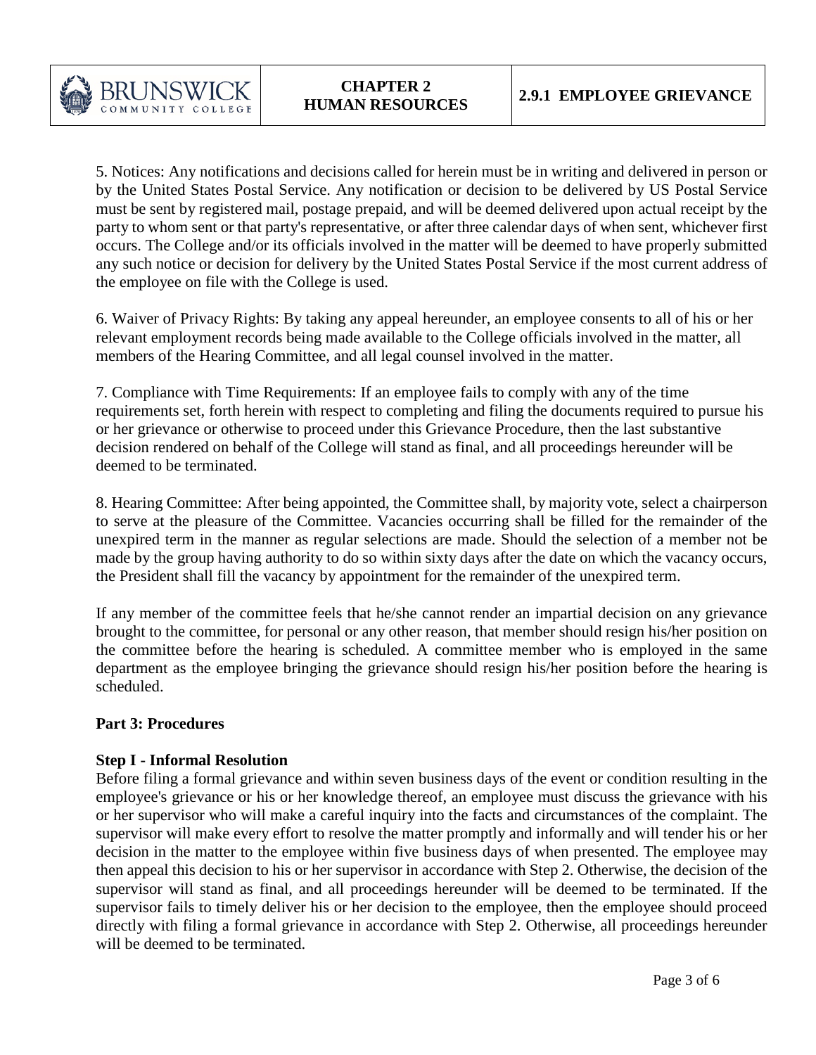5. Notices: Any notifications and decisions called for herein must be in writing and delivered in person or by the United States Postal Service. Any notification or decision to be delivered by US Postal Service must be sent by registered mail, postage prepaid, and will be deemed delivered upon actual receipt by the party to whom sent or that party's representative, or after three calendar days of when sent, whichever first occurs. The College and/or its officials involved in the matter will be deemed to have properly submitted any such notice or decision for delivery by the United States Postal Service if the most current address of the employee on file with the College is used.

6. Waiver of Privacy Rights: By taking any appeal hereunder, an employee consents to all of his or her relevant employment records being made available to the College officials involved in the matter, all members of the Hearing Committee, and all legal counsel involved in the matter.

7. Compliance with Time Requirements: If an employee fails to comply with any of the time requirements set, forth herein with respect to completing and filing the documents required to pursue his or her grievance or otherwise to proceed under this Grievance Procedure, then the last substantive decision rendered on behalf of the College will stand as final, and all proceedings hereunder will be deemed to be terminated.

8. Hearing Committee: After being appointed, the Committee shall, by majority vote, select a chairperson to serve at the pleasure of the Committee. Vacancies occurring shall be filled for the remainder of the unexpired term in the manner as regular selections are made. Should the selection of a member not be made by the group having authority to do so within sixty days after the date on which the vacancy occurs, the President shall fill the vacancy by appointment for the remainder of the unexpired term.

If any member of the committee feels that he/she cannot render an impartial decision on any grievance brought to the committee, for personal or any other reason, that member should resign his/her position on the committee before the hearing is scheduled. A committee member who is employed in the same department as the employee bringing the grievance should resign his/her position before the hearing is scheduled.

**Part 3: Procedures**

**Step I - Informal Resolution**

Before filing a formal grievance and within seven business days of the event or condition resulting in the employee's grievance or his or her knowledge thereof, an employee must discuss the grievance with his or her supervisor who will make a careful inquiry into the facts and circumstances of the complaint. The supervisor will make every effort to resolve the matter promptly and informally and will tender his or her decision in the matter to the employee within five business days of when presented. The employee may then appeal this decision to his or her supervisor in accordance with Step 2. Otherwise, the decision of the supervisor will stand as final, and all proceedings hereunder will be deemed to be terminated. If the supervisor fails to timely deliver his or her decision to the employee, then the employee should proceed directly with filing a formal grievance in accordance with Step 2. Otherwise, all proceedings hereunder will be deemed to be terminated.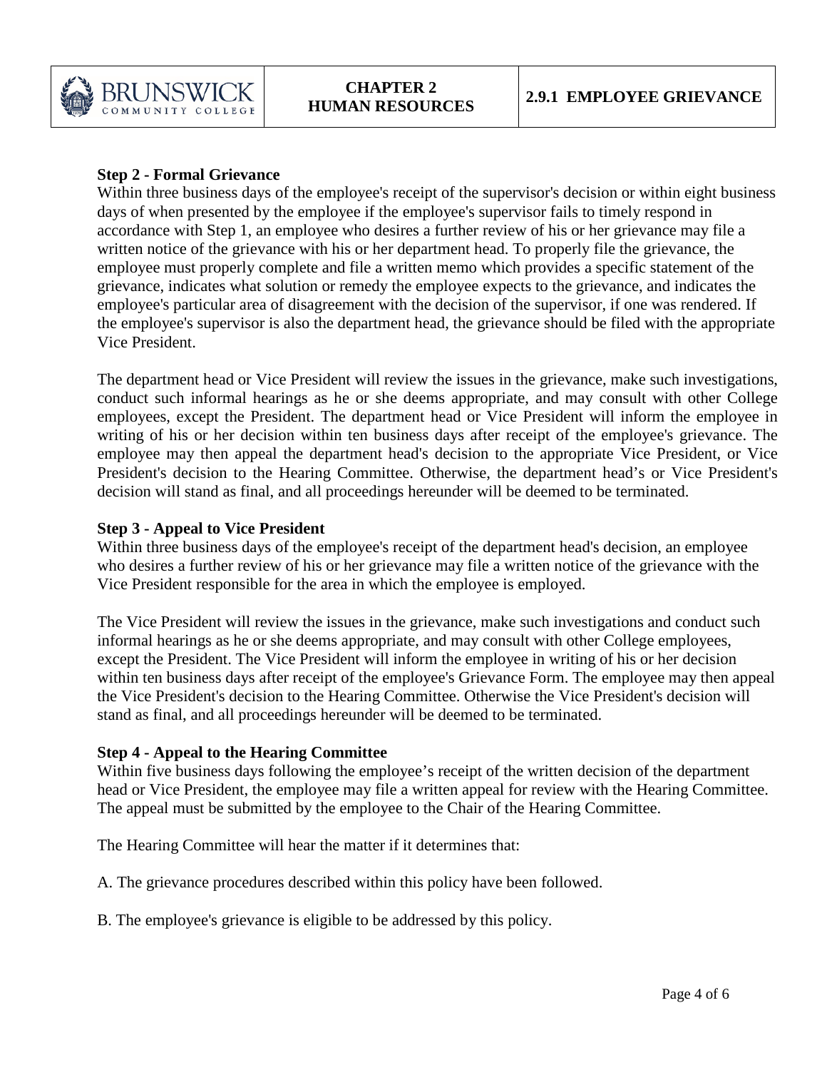**Step 2 - Formal Grievance**

Within three business days of the employee's receipt of the supervisor's decision or within eight business days of when presented by the employee if the employee's supervisor fails to timely respond in accordance with Step 1, an employee who desires a further review of his or her grievance may file a written notice of the grievance with his or her department head. To properly file the grievance, the employee must properly complete and file a written memo which provides a specific statement of the grievance, indicates what solution or remedy the employee expects to the grievance, and indicates the employee's particular area of disagreement with the decision of the supervisor, if one was rendered. If the employee's supervisor is also the department head, the grievance should be filed with the appropriate Vice President.

The department head or Vice President will review the issues in the grievance, make such investigations, conduct such informal hearings as he or she deems appropriate, and may consult with other College employees, except the President. The department head or Vice President will inform the employee in writing of his or her decision within ten business days after receipt of the employee's grievance. The employee may then appeal the department head's decision to the appropriate Vice President, or Vice President's decision to the Hearing Committee. Otherwise, the department head's or Vice President's decision will stand as final, and all proceedings hereunder will be deemed to be terminated.

**Step 3 - Appeal to Vice President**

Within three business days of the employee's receipt of the department head's decision, an employee who desires a further review of his or her grievance may file a written notice of the grievance with the Vice President responsible for the area in which the employee is employed.

The Vice President will review the issues in the grievance, make such investigations and conduct such informal hearings as he or she deems appropriate, and may consult with other College employees, except the President. The Vice President will inform the employee in writing of his or her decision within ten business days after receipt of the employee's Grievance Form. The employee may then appeal the Vice President's decision to the Hearing Committee. Otherwise the Vice President's decision will stand as final, and all proceedings hereunder will be deemed to be terminated.

**Step 4 - Appeal to the Hearing Committee**

Within five business days following the employee's receipt of the written decision of the department head or Vice President, the employee may file a written appeal for review with the Hearing Committee. The appeal must be submitted by the employee to the Chair of the Hearing Committee.

The Hearing Committee will hear the matter if it determines that:

A. The grievance procedures described within this policy have been followed.

B. The employee's grievance is eligible to be addressed by this policy.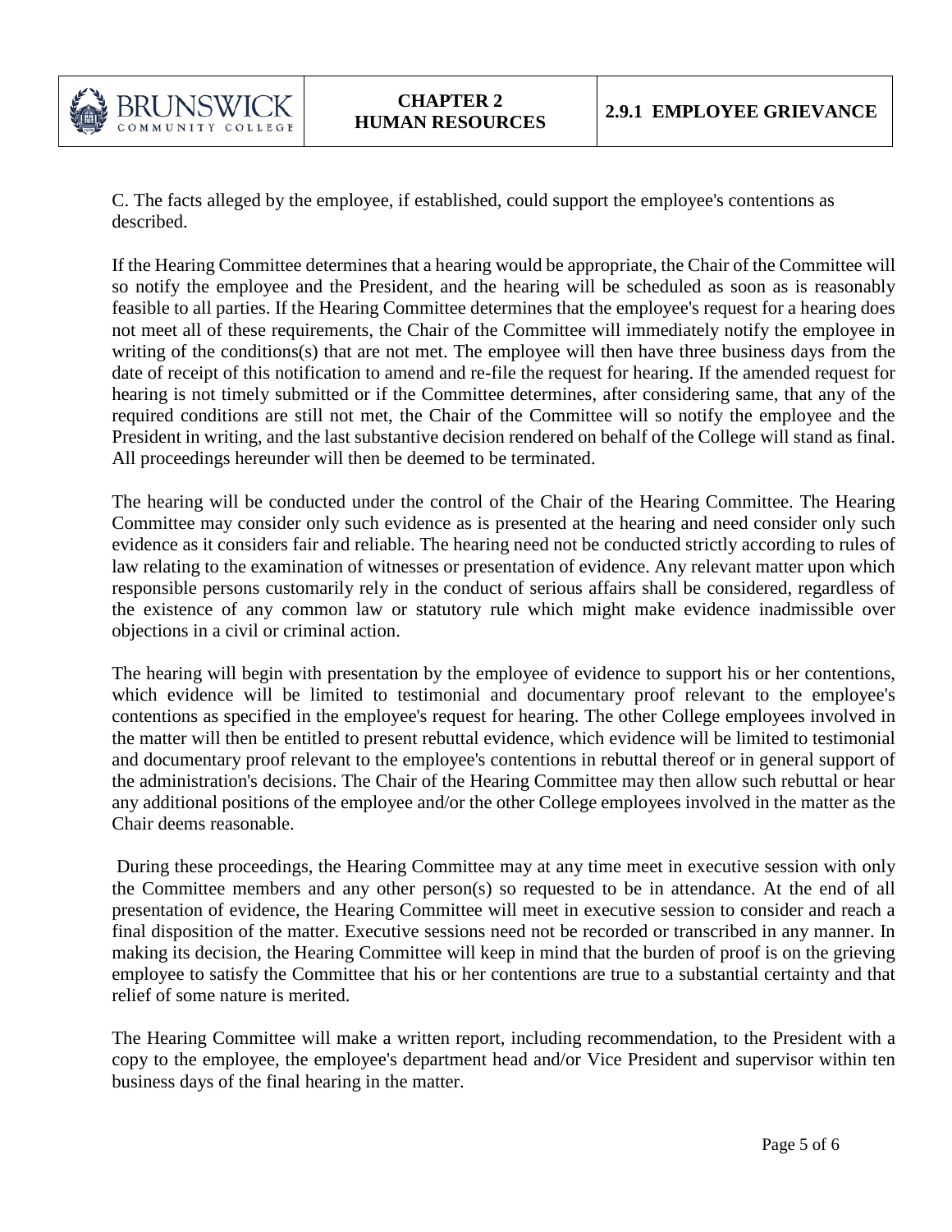C. The facts alleged by the employee, if established, could support the employee's contentions as described.

If the Hearing Committee determines that a hearing would be appropriate, the Chair of the Committee will so notify the employee and the President, and the hearing will be scheduled as soon as is reasonably feasible to all parties. If the Hearing Committee determines that the employee's request for a hearing does not meet all of these requirements, the Chair of the Committee will immediately notify the employee in writing of the conditions(s) that are not met. The employee will then have three business days from the date of receipt of this notification to amend and re-file the request for hearing. If the amended request for hearing is not timely submitted or if the Committee determines, after considering same, that any of the required conditions are still not met, the Chair of the Committee will so notify the employee and the President in writing, and the last substantive decision rendered on behalf of the College will stand as final. All proceedings hereunder will then be deemed to be terminated.

The hearing will be conducted under the control of the Chair of the Hearing Committee. The Hearing Committee may consider only such evidence as is presented at the hearing and need consider only such evidence as it considers fair and reliable. The hearing need not be conducted strictly according to rules of law relating to the examination of witnesses or presentation of evidence. Any relevant matter upon which responsible persons customarily rely in the conduct of serious affairs shall be considered, regardless of the existence of any common law or statutory rule which might make evidence inadmissible over objections in a civil or criminal action.

The hearing will begin with presentation by the employee of evidence to support his or her contentions, which evidence will be limited to testimonial and documentary proof relevant to the employee's contentions as specified in the employee's request for hearing. The other College employees involved in the matter will then be entitled to present rebuttal evidence, which evidence will be limited to testimonial and documentary proof relevant to the employee's contentions in rebuttal thereof or in general support of the administration's decisions. The Chair of the Hearing Committee may then allow such rebuttal or hear any additional positions of the employee and/or the other College employees involved in the matter as the Chair deems reasonable.

During these proceedings, the Hearing Committee may at any time meet in executive session with only the Committee members and any other person(s) so requested to be in attendance. At the end of all presentation of evidence, the Hearing Committee will meet in executive session to consider and reach a final disposition of the matter. Executive sessions need not be recorded or transcribed in any manner. In making its decision, the Hearing Committee will keep in mind that the burden of proof is on the grieving employee to satisfy the Committee that his or her contentions are true to a substantial certainty and that relief of some nature is merited.

The Hearing Committee will make a written report, including recommendation, to the President with a copy to the employee, the employee's department head and/or Vice President and supervisor within ten business days of the final hearing in the matter.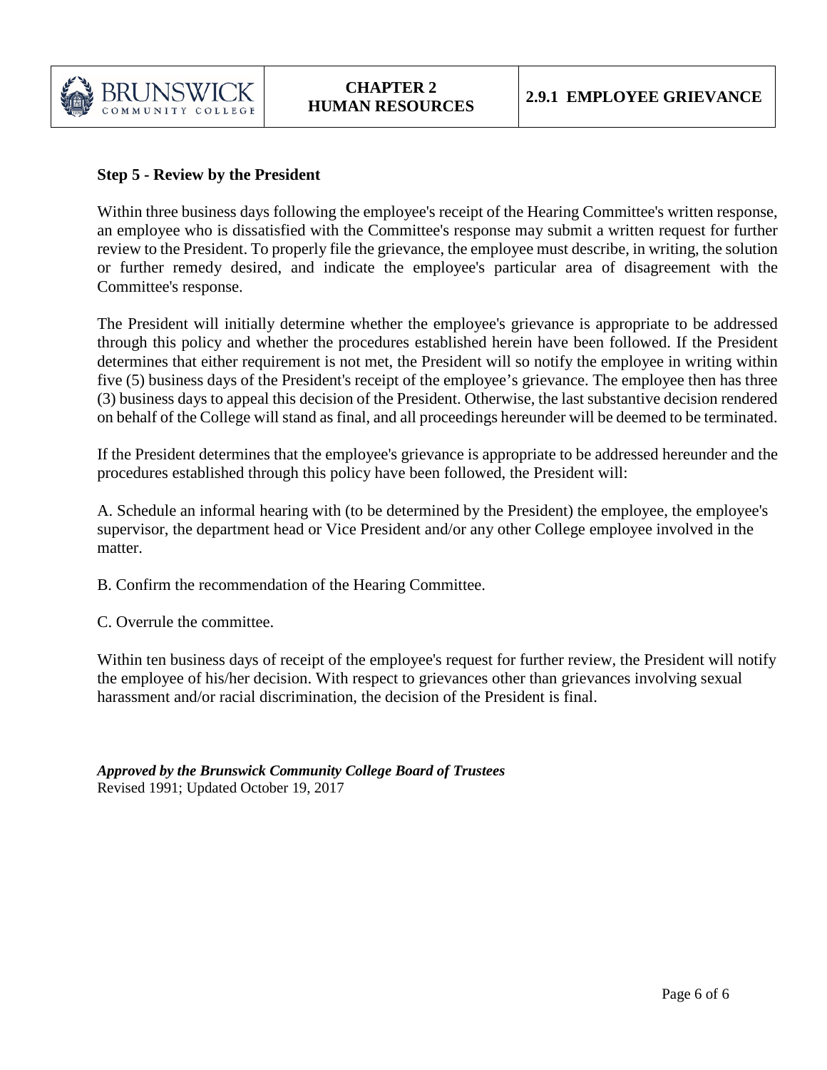### Step 5 - Review by the President

Within three business days following the employee's receipt of the Hearing Committee's written response, an employee who is dissatisfied with the Committee's response may submit a written request for further review to the President. To properly file the grievance, the employee must describe, in writing, the solution or further remedy desired, and indicate the employee's particular area of disagreement with the Committee's response.

The President will initially determine whether the employee's grievance is appropriate to be addressed through this policy and whether the procedures established herein have been followed. If the President determines that either requirement is not met, the President will so notify the employee in writing within five (5) business days of the President's receipt of the employee's grievance. The employee then has three (3) business days to appeal this decision of the President. Otherwise, the last substantive decision rendered on behalf of the College will stand as final, and all proceedings hereunder will be deemed to be terminated.

If the President determines that the employee's grievance is appropriate to be addressed hereunder and the procedures established through this policy have been followed, the President will:

A. Schedule an informal hearing with (to be determined by the President) the employee, the employee's supervisor, the department head or Vice President and/or any other College employee involved in the matter.

B. Confirm the recommendation of the Hearing Committee.

C. Overrule the committee.

Within ten business days of receipt of the employee's request for further review, the President will notify the employee of his/her decision. With respect to grievances other than grievances involving sexual harassment and/or racial discrimination, the decision of the President is final.

***Approved by the Brunswick Community College Board of Trustees***
Revised 1991; Updated October 19, 2017